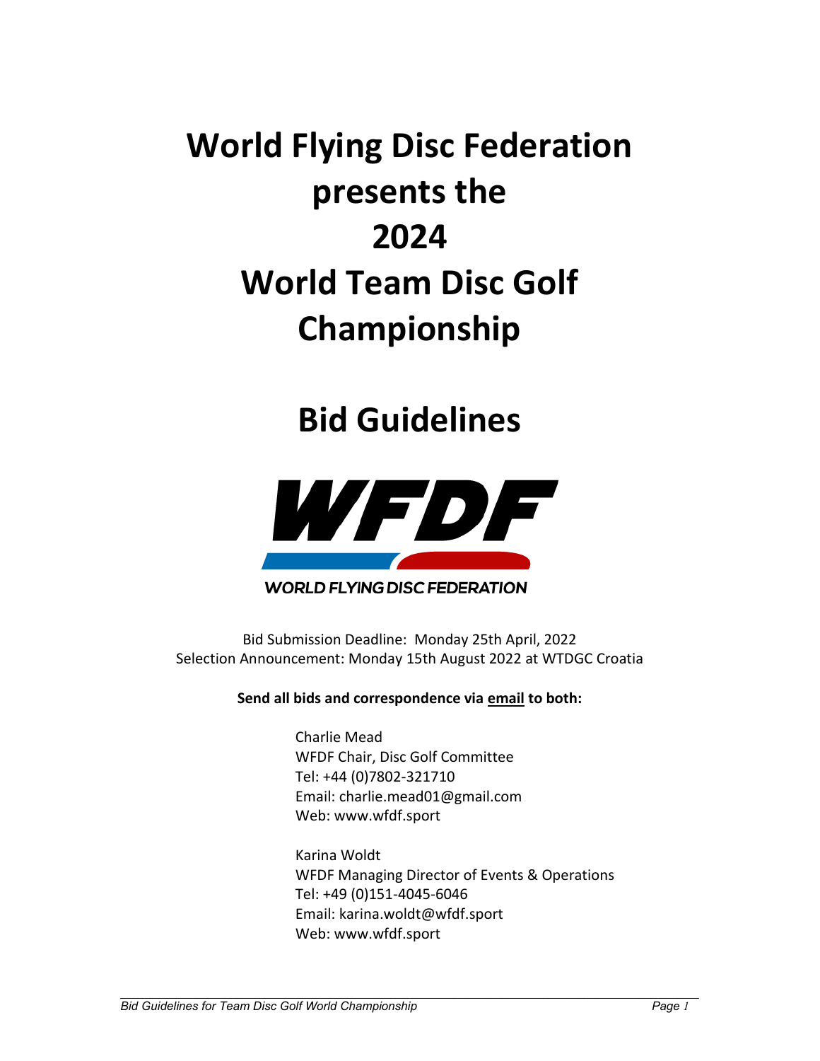# World Flying Disc Federation presents the 2024 World Team Disc Golf Championship

# Bid Guidelines

WORLD FLYING DISC FEDERATION

Bid Submission Deadline: Monday 25th April, 2022
Selection Announcement: Monday 15th August 2022 at WTDGC Croatia

**Send all bids and correspondence via email to both:**

Charlie Mead
WFDF Chair, Disc Golf Committee
Tel: +44 (0)7802-321710
Email: charlie.mead01@gmail.com
Web: www.wfdf.sport

Karina Woldt
WFDF Managing Director of Events & Operations
Tel: +49 (0)151-4045-6046
Email: karina.woldt@wfdf.sport
Web: www.wfdf.sport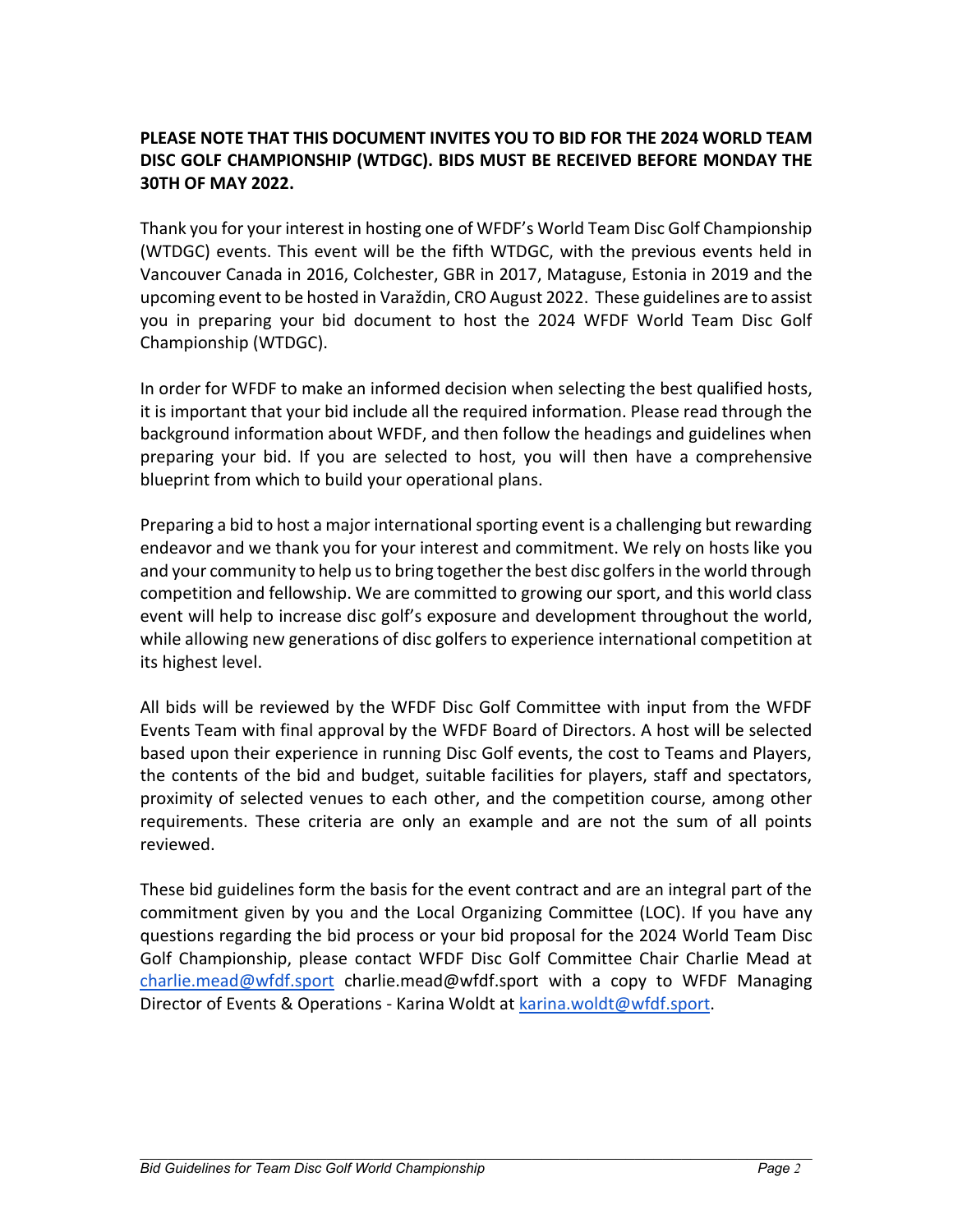**PLEASE NOTE THAT THIS DOCUMENT INVITES YOU TO BID FOR THE 2024 WORLD TEAM DISC GOLF CHAMPIONSHIP (WTDGC). BIDS MUST BE RECEIVED BEFORE MONDAY THE 30TH OF MAY 2022.**

Thank you for your interest in hosting one of WFDF's World Team Disc Golf Championship (WTDGC) events. This event will be the fifth WTDGC, with the previous events held in Vancouver Canada in 2016, Colchester, GBR in 2017, Mataguse, Estonia in 2019 and the upcoming event to be hosted in Varaždin, CRO August 2022. These guidelines are to assist you in preparing your bid document to host the 2024 WFDF World Team Disc Golf Championship (WTDGC).

In order for WFDF to make an informed decision when selecting the best qualified hosts, it is important that your bid include all the required information. Please read through the background information about WFDF, and then follow the headings and guidelines when preparing your bid. If you are selected to host, you will then have a comprehensive blueprint from which to build your operational plans.

Preparing a bid to host a major international sporting event is a challenging but rewarding endeavor and we thank you for your interest and commitment. We rely on hosts like you and your community to help us to bring together the best disc golfers in the world through competition and fellowship. We are committed to growing our sport, and this world class event will help to increase disc golf's exposure and development throughout the world, while allowing new generations of disc golfers to experience international competition at its highest level.

All bids will be reviewed by the WFDF Disc Golf Committee with input from the WFDF Events Team with final approval by the WFDF Board of Directors. A host will be selected based upon their experience in running Disc Golf events, the cost to Teams and Players, the contents of the bid and budget, suitable facilities for players, staff and spectators, proximity of selected venues to each other, and the competition course, among other requirements. These criteria are only an example and are not the sum of all points reviewed.

These bid guidelines form the basis for the event contract and are an integral part of the commitment given by you and the Local Organizing Committee (LOC). If you have any questions regarding the bid process or your bid proposal for the 2024 World Team Disc Golf Championship, please contact WFDF Disc Golf Committee Chair Charlie Mead at charlie.mead@wfdf.sport charlie.mead@wfdf.sport with a copy to WFDF Managing Director of Events & Operations - Karina Woldt at karina.woldt@wfdf.sport.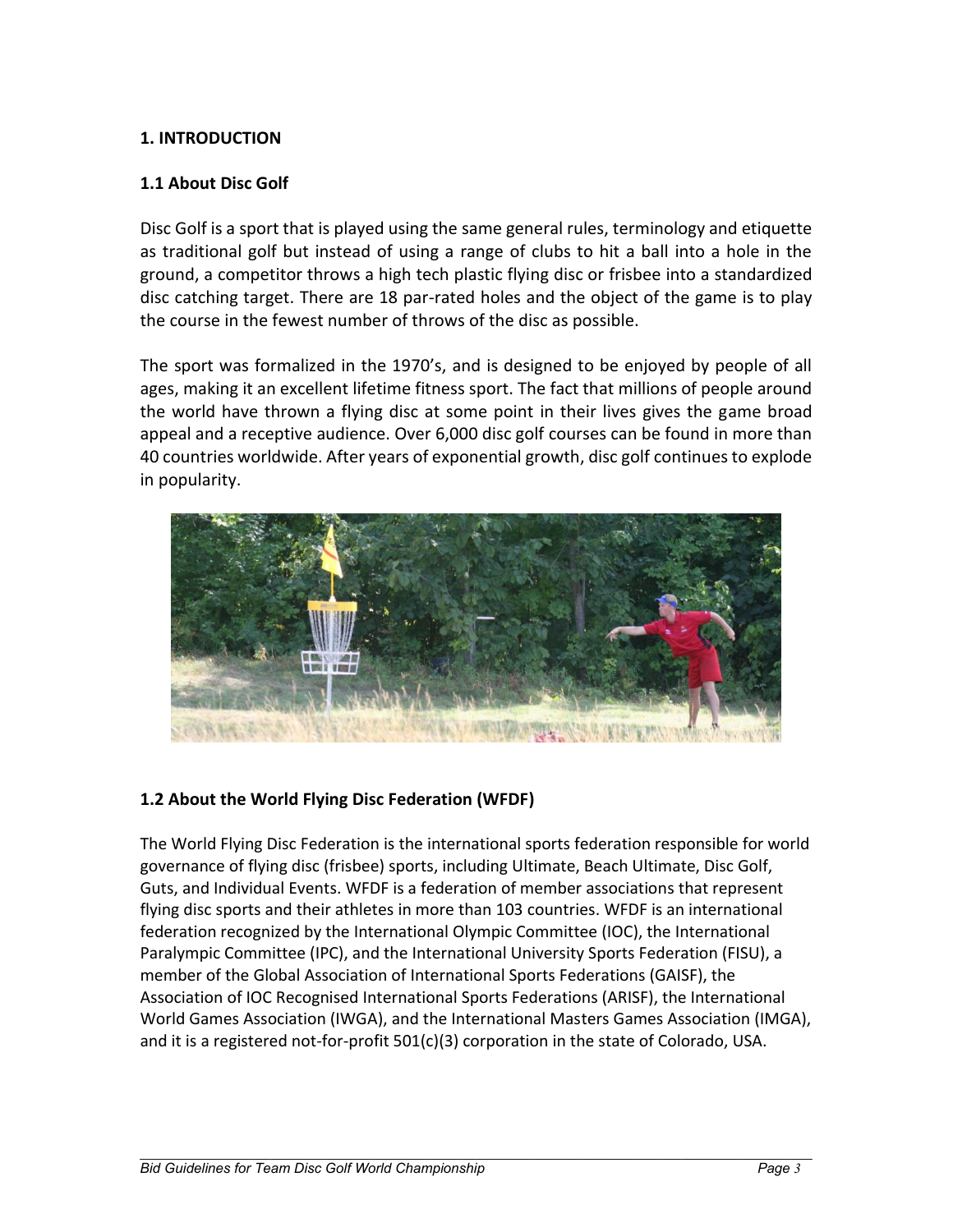## 1. INTRODUCTION

### 1.1 About Disc Golf

Disc Golf is a sport that is played using the same general rules, terminology and etiquette as traditional golf but instead of using a range of clubs to hit a ball into a hole in the ground, a competitor throws a high tech plastic flying disc or frisbee into a standardized disc catching target. There are 18 par-rated holes and the object of the game is to play the course in the fewest number of throws of the disc as possible.

The sport was formalized in the 1970's, and is designed to be enjoyed by people of all ages, making it an excellent lifetime fitness sport. The fact that millions of people around the world have thrown a flying disc at some point in their lives gives the game broad appeal and a receptive audience. Over 6,000 disc golf courses can be found in more than 40 countries worldwide. After years of exponential growth, disc golf continues to explode in popularity.

### 1.2 About the World Flying Disc Federation (WFDF)

The World Flying Disc Federation is the international sports federation responsible for world governance of flying disc (frisbee) sports, including Ultimate, Beach Ultimate, Disc Golf, Guts, and Individual Events. WFDF is a federation of member associations that represent flying disc sports and their athletes in more than 103 countries. WFDF is an international federation recognized by the International Olympic Committee (IOC), the International Paralympic Committee (IPC), and the International University Sports Federation (FISU), a member of the Global Association of International Sports Federations (GAISF), the Association of IOC Recognised International Sports Federations (ARISF), the International World Games Association (IWGA), and the International Masters Games Association (IMGA), and it is a registered not-for-profit 501(c)(3) corporation in the state of Colorado, USA.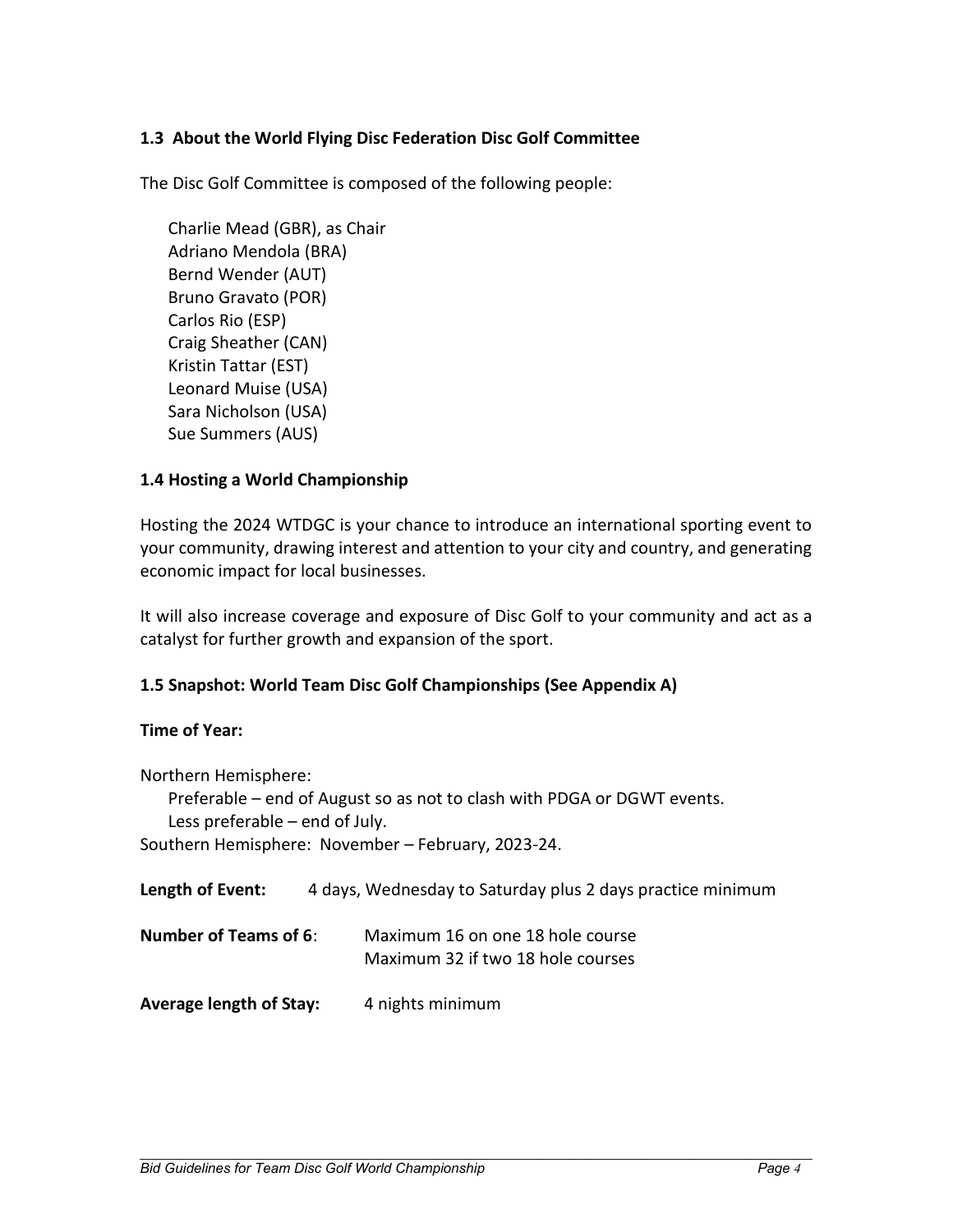### 1.3 About the World Flying Disc Federation Disc Golf Committee

The Disc Golf Committee is composed of the following people:

Charlie Mead (GBR), as Chair
Adriano Mendola (BRA)
Bernd Wender (AUT)
Bruno Gravato (POR)
Carlos Rio (ESP)
Craig Sheather (CAN)
Kristin Tattar (EST)
Leonard Muise (USA)
Sara Nicholson (USA)
Sue Summers (AUS)

### 1.4 Hosting a World Championship

Hosting the 2024 WTDGC is your chance to introduce an international sporting event to your community, drawing interest and attention to your city and country, and generating economic impact for local businesses.

It will also increase coverage and exposure of Disc Golf to your community and act as a catalyst for further growth and expansion of the sport.

### 1.5 Snapshot: World Team Disc Golf Championships (See Appendix A)

**Time of Year:**

Northern Hemisphere:
Preferable – end of August so as not to clash with PDGA or DGWT events.
Less preferable – end of July.
Southern Hemisphere: November – February, 2023-24.

**Length of Event:** 4 days, Wednesday to Saturday plus 2 days practice minimum

**Number of Teams of 6**: Maximum 16 on one 18 hole course
Maximum 32 if two 18 hole courses

**Average length of Stay:** 4 nights minimum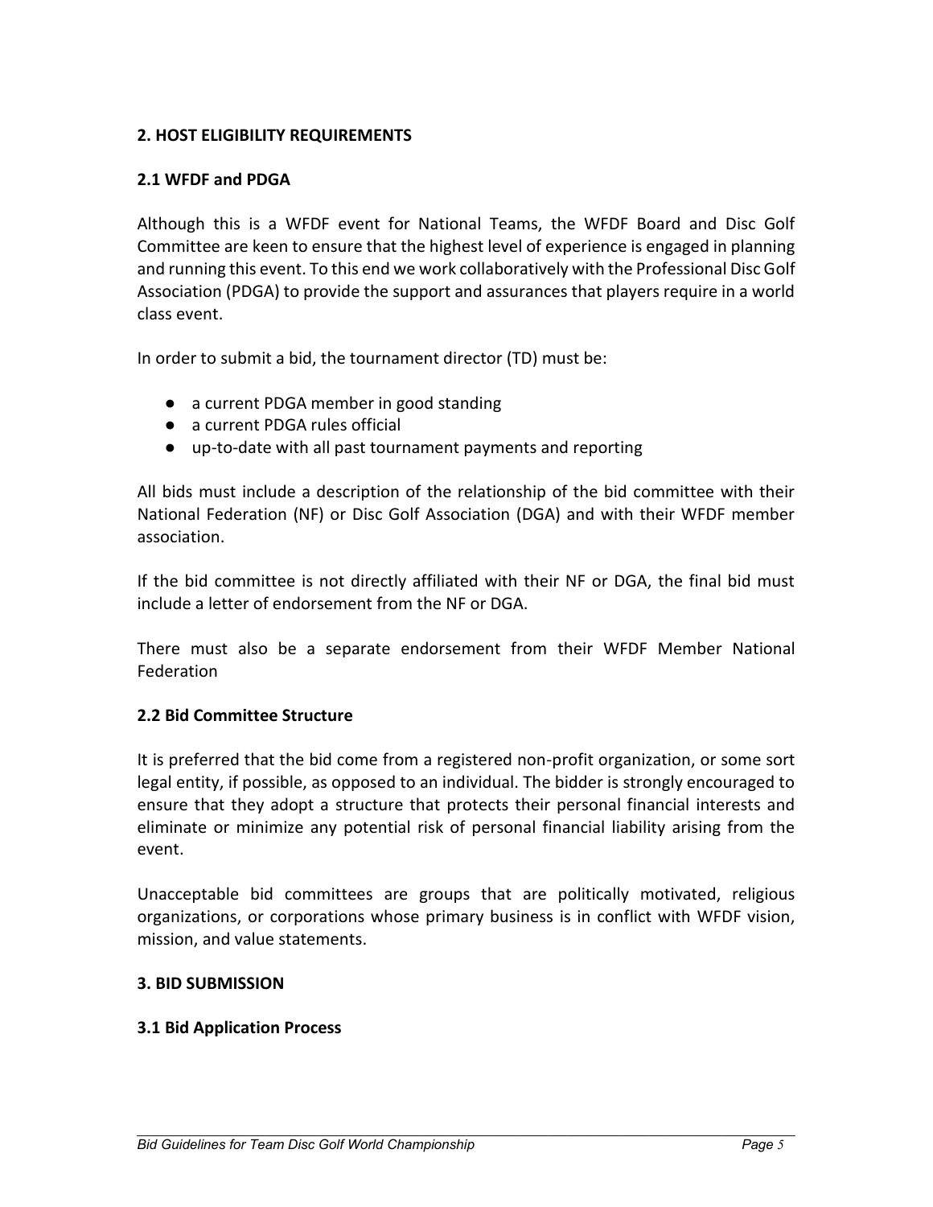## 2. HOST ELIGIBILITY REQUIREMENTS

### 2.1 WFDF and PDGA

Although this is a WFDF event for National Teams, the WFDF Board and Disc Golf Committee are keen to ensure that the highest level of experience is engaged in planning and running this event. To this end we work collaboratively with the Professional Disc Golf Association (PDGA) to provide the support and assurances that players require in a world class event.

In order to submit a bid, the tournament director (TD) must be:

- a current PDGA member in good standing
- a current PDGA rules official
- up-to-date with all past tournament payments and reporting

All bids must include a description of the relationship of the bid committee with their National Federation (NF) or Disc Golf Association (DGA) and with their WFDF member association.

If the bid committee is not directly affiliated with their NF or DGA, the final bid must include a letter of endorsement from the NF or DGA.

There must also be a separate endorsement from their WFDF Member National Federation

### 2.2 Bid Committee Structure

It is preferred that the bid come from a registered non-profit organization, or some sort legal entity, if possible, as opposed to an individual. The bidder is strongly encouraged to ensure that they adopt a structure that protects their personal financial interests and eliminate or minimize any potential risk of personal financial liability arising from the event.

Unacceptable bid committees are groups that are politically motivated, religious organizations, or corporations whose primary business is in conflict with WFDF vision, mission, and value statements.

## 3. BID SUBMISSION

### 3.1 Bid Application Process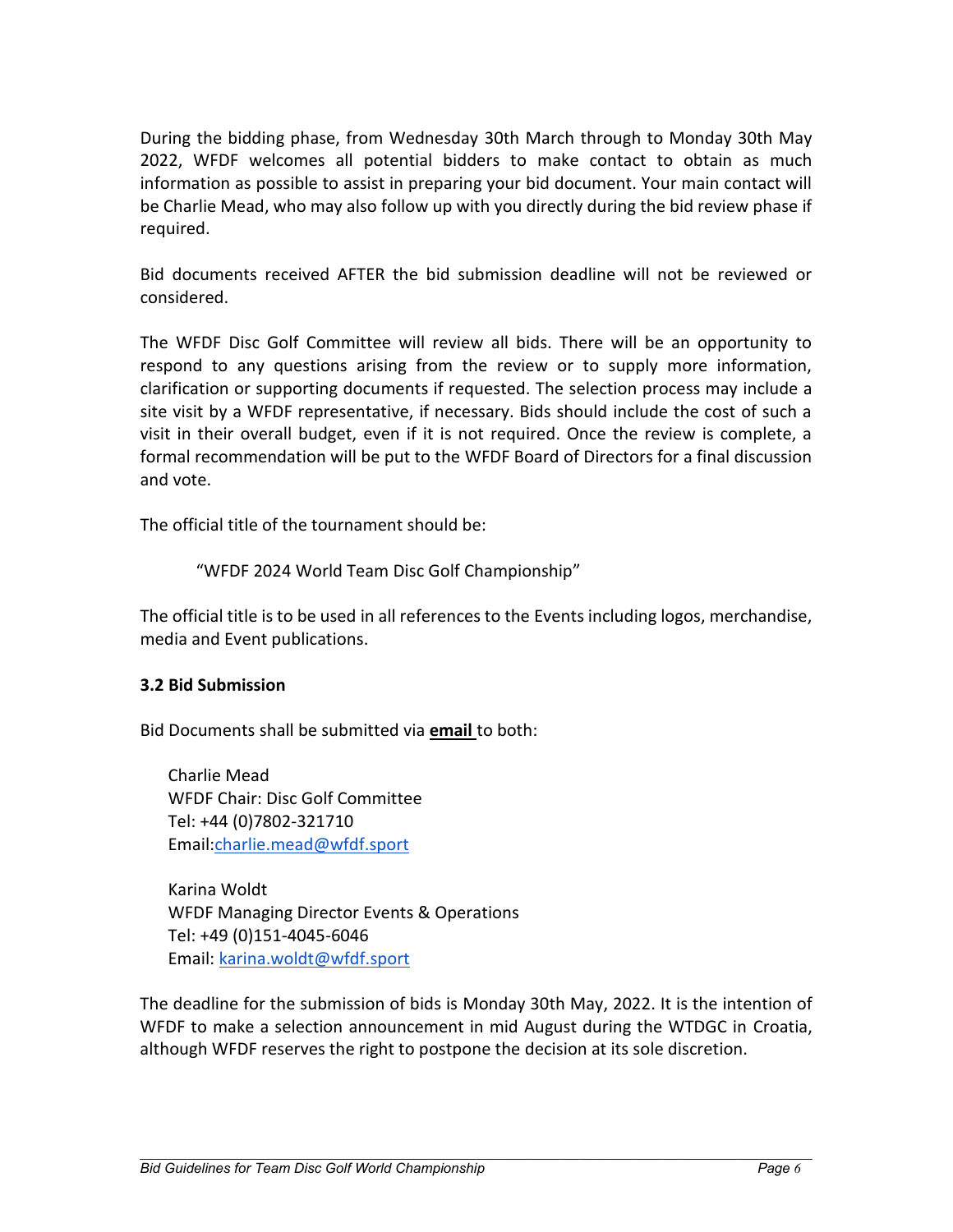During the bidding phase, from Wednesday 30th March through to Monday 30th May 2022, WFDF welcomes all potential bidders to make contact to obtain as much information as possible to assist in preparing your bid document. Your main contact will be Charlie Mead, who may also follow up with you directly during the bid review phase if required.

Bid documents received AFTER the bid submission deadline will not be reviewed or considered.

The WFDF Disc Golf Committee will review all bids. There will be an opportunity to respond to any questions arising from the review or to supply more information, clarification or supporting documents if requested. The selection process may include a site visit by a WFDF representative, if necessary. Bids should include the cost of such a visit in their overall budget, even if it is not required. Once the review is complete, a formal recommendation will be put to the WFDF Board of Directors for a final discussion and vote.

The official title of the tournament should be:

> "WFDF 2024 World Team Disc Golf Championship"

The official title is to be used in all references to the Events including logos, merchandise, media and Event publications.

### 3.2 Bid Submission

Bid Documents shall be submitted via **email** to both:

Charlie Mead
WFDF Chair: Disc Golf Committee
Tel: +44 (0)7802-321710
Email:charlie.mead@wfdf.sport

Karina Woldt
WFDF Managing Director Events & Operations
Tel: +49 (0)151-4045-6046
Email: karina.woldt@wfdf.sport

The deadline for the submission of bids is Monday 30th May, 2022. It is the intention of WFDF to make a selection announcement in mid August during the WTDGC in Croatia, although WFDF reserves the right to postpone the decision at its sole discretion.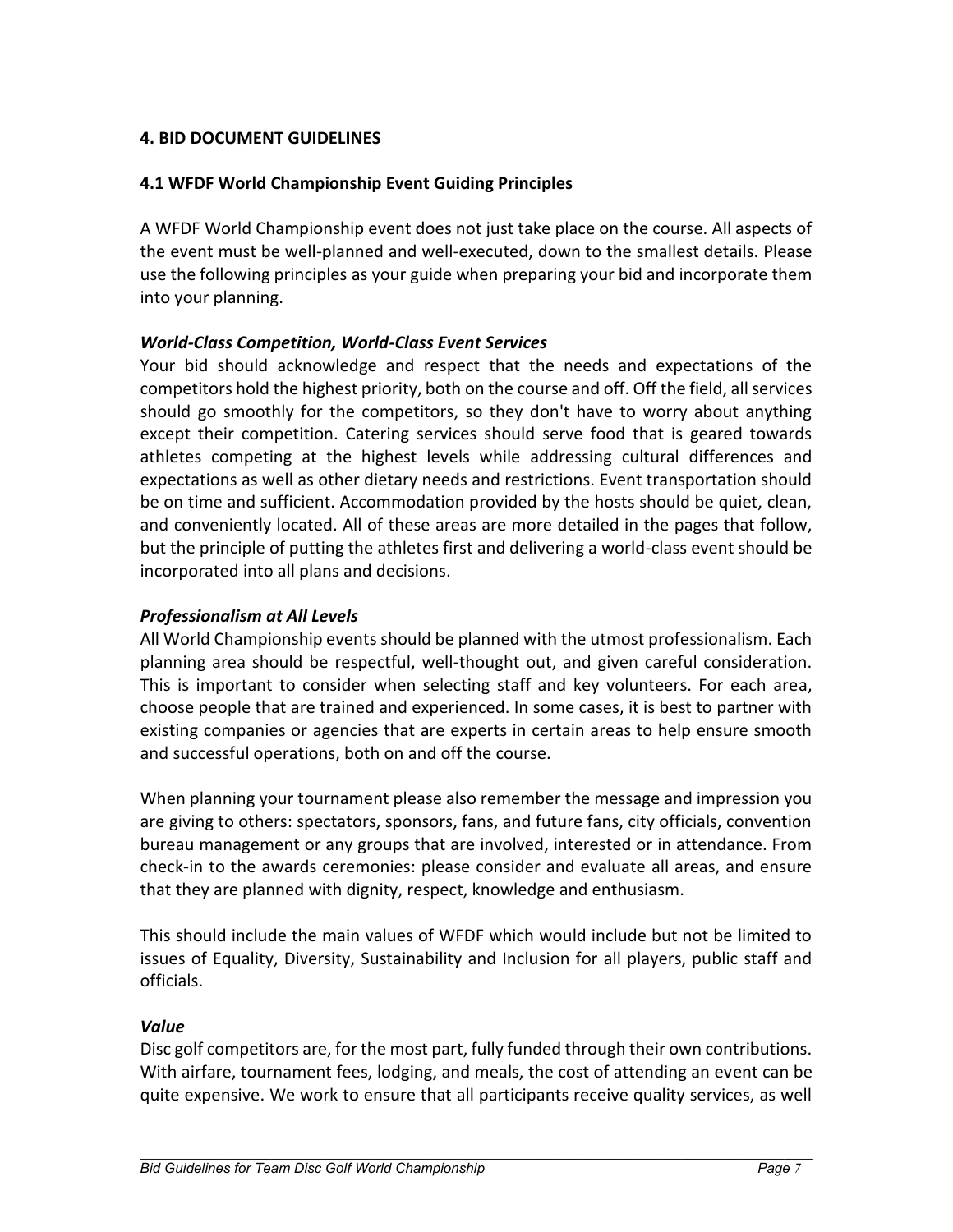## 4. BID DOCUMENT GUIDELINES

### 4.1 WFDF World Championship Event Guiding Principles

A WFDF World Championship event does not just take place on the course. All aspects of the event must be well-planned and well-executed, down to the smallest details. Please use the following principles as your guide when preparing your bid and incorporate them into your planning.

***World-Class Competition, World-Class Event Services***

Your bid should acknowledge and respect that the needs and expectations of the competitors hold the highest priority, both on the course and off. Off the field, all services should go smoothly for the competitors, so they don't have to worry about anything except their competition. Catering services should serve food that is geared towards athletes competing at the highest levels while addressing cultural differences and expectations as well as other dietary needs and restrictions. Event transportation should be on time and sufficient. Accommodation provided by the hosts should be quiet, clean, and conveniently located. All of these areas are more detailed in the pages that follow, but the principle of putting the athletes first and delivering a world-class event should be incorporated into all plans and decisions.

***Professionalism at All Levels***

All World Championship events should be planned with the utmost professionalism. Each planning area should be respectful, well-thought out, and given careful consideration. This is important to consider when selecting staff and key volunteers. For each area, choose people that are trained and experienced. In some cases, it is best to partner with existing companies or agencies that are experts in certain areas to help ensure smooth and successful operations, both on and off the course.

When planning your tournament please also remember the message and impression you are giving to others: spectators, sponsors, fans, and future fans, city officials, convention bureau management or any groups that are involved, interested or in attendance. From check-in to the awards ceremonies: please consider and evaluate all areas, and ensure that they are planned with dignity, respect, knowledge and enthusiasm.

This should include the main values of WFDF which would include but not be limited to issues of Equality, Diversity, Sustainability and Inclusion for all players, public staff and officials.

***Value***

Disc golf competitors are, for the most part, fully funded through their own contributions. With airfare, tournament fees, lodging, and meals, the cost of attending an event can be quite expensive. We work to ensure that all participants receive quality services, as well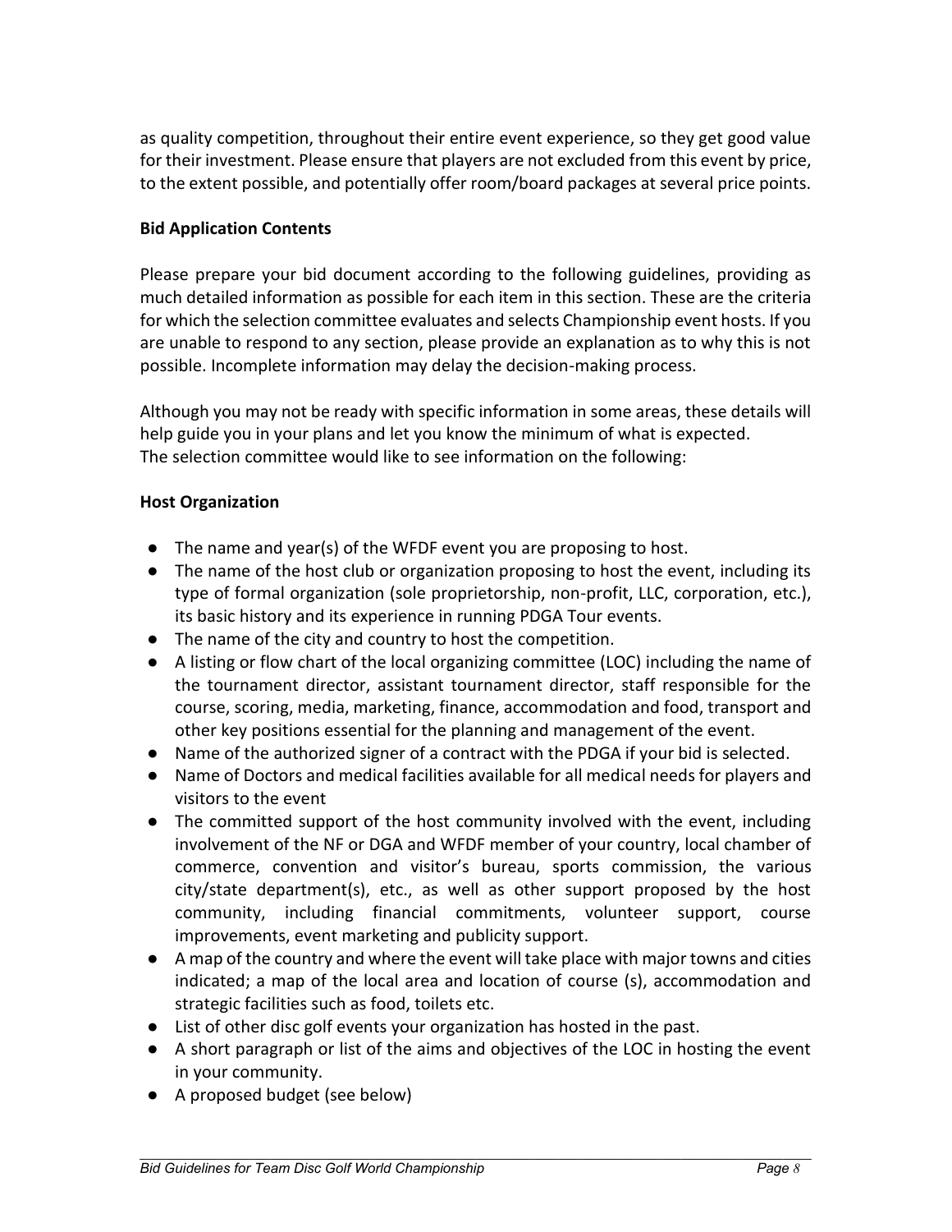as quality competition, throughout their entire event experience, so they get good value for their investment. Please ensure that players are not excluded from this event by price, to the extent possible, and potentially offer room/board packages at several price points.

**Bid Application Contents**

Please prepare your bid document according to the following guidelines, providing as much detailed information as possible for each item in this section. These are the criteria for which the selection committee evaluates and selects Championship event hosts. If you are unable to respond to any section, please provide an explanation as to why this is not possible. Incomplete information may delay the decision-making process.

Although you may not be ready with specific information in some areas, these details will help guide you in your plans and let you know the minimum of what is expected.
The selection committee would like to see information on the following:

**Host Organization**

- The name and year(s) of the WFDF event you are proposing to host.
- The name of the host club or organization proposing to host the event, including its type of formal organization (sole proprietorship, non-profit, LLC, corporation, etc.), its basic history and its experience in running PDGA Tour events.
- The name of the city and country to host the competition.
- A listing or flow chart of the local organizing committee (LOC) including the name of the tournament director, assistant tournament director, staff responsible for the course, scoring, media, marketing, finance, accommodation and food, transport and other key positions essential for the planning and management of the event.
- Name of the authorized signer of a contract with the PDGA if your bid is selected.
- Name of Doctors and medical facilities available for all medical needs for players and visitors to the event
- The committed support of the host community involved with the event, including involvement of the NF or DGA and WFDF member of your country, local chamber of commerce, convention and visitor's bureau, sports commission, the various city/state department(s), etc., as well as other support proposed by the host community, including financial commitments, volunteer support, course improvements, event marketing and publicity support.
- A map of the country and where the event will take place with major towns and cities indicated; a map of the local area and location of course (s), accommodation and strategic facilities such as food, toilets etc.
- List of other disc golf events your organization has hosted in the past.
- A short paragraph or list of the aims and objectives of the LOC in hosting the event in your community.
- A proposed budget (see below)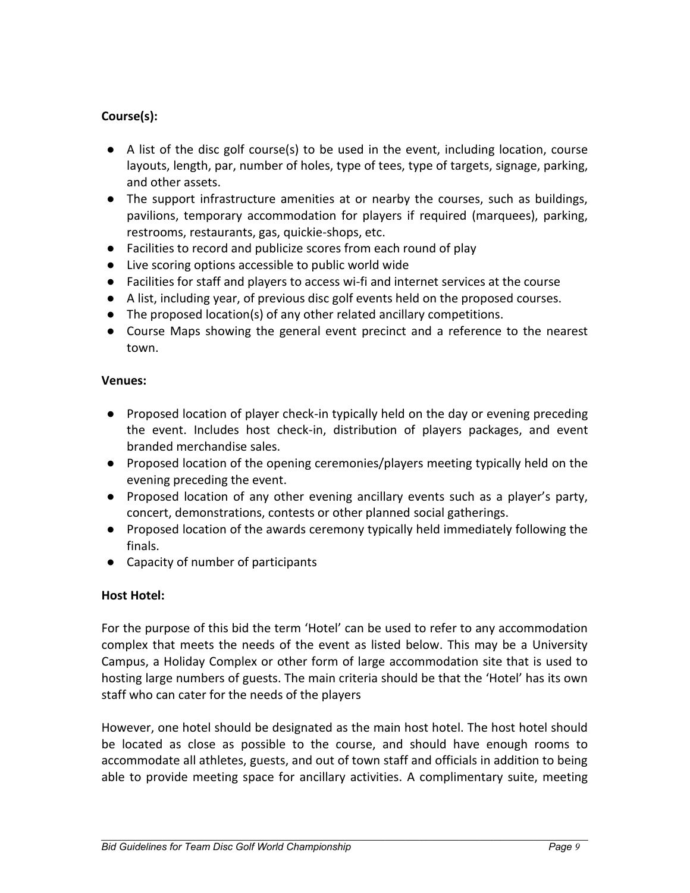**Course(s):**

- A list of the disc golf course(s) to be used in the event, including location, course layouts, length, par, number of holes, type of tees, type of targets, signage, parking, and other assets.
- The support infrastructure amenities at or nearby the courses, such as buildings, pavilions, temporary accommodation for players if required (marquees), parking, restrooms, restaurants, gas, quickie-shops, etc.
- Facilities to record and publicize scores from each round of play
- Live scoring options accessible to public world wide
- Facilities for staff and players to access wi-fi and internet services at the course
- A list, including year, of previous disc golf events held on the proposed courses.
- The proposed location(s) of any other related ancillary competitions.
- Course Maps showing the general event precinct and a reference to the nearest town.

**Venues:**

- Proposed location of player check-in typically held on the day or evening preceding the event. Includes host check-in, distribution of players packages, and event branded merchandise sales.
- Proposed location of the opening ceremonies/players meeting typically held on the evening preceding the event.
- Proposed location of any other evening ancillary events such as a player's party, concert, demonstrations, contests or other planned social gatherings.
- Proposed location of the awards ceremony typically held immediately following the finals.
- Capacity of number of participants

**Host Hotel:**

For the purpose of this bid the term 'Hotel' can be used to refer to any accommodation complex that meets the needs of the event as listed below. This may be a University Campus, a Holiday Complex or other form of large accommodation site that is used to hosting large numbers of guests. The main criteria should be that the 'Hotel' has its own staff who can cater for the needs of the players

However, one hotel should be designated as the main host hotel. The host hotel should be located as close as possible to the course, and should have enough rooms to accommodate all athletes, guests, and out of town staff and officials in addition to being able to provide meeting space for ancillary activities. A complimentary suite, meeting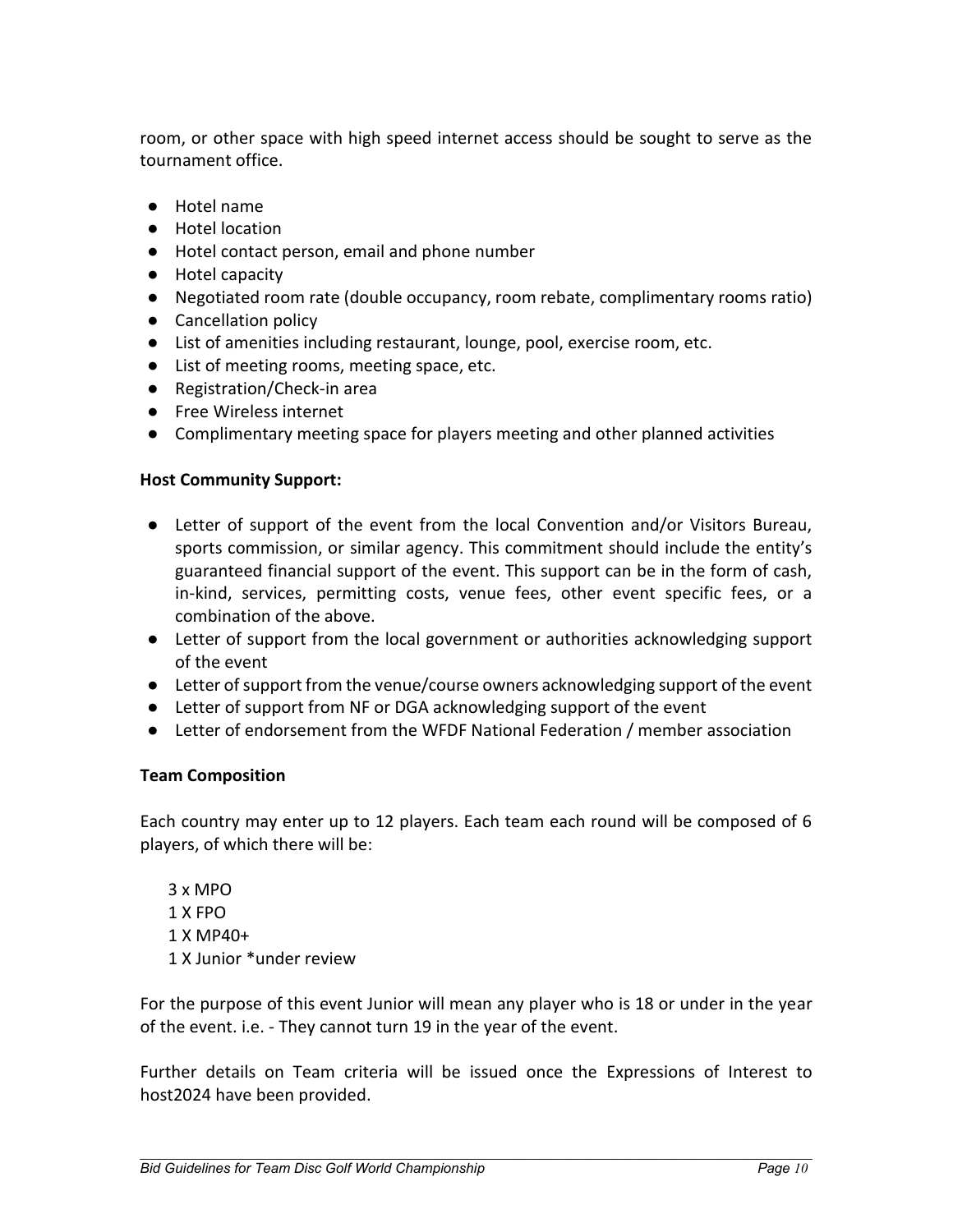room, or other space with high speed internet access should be sought to serve as the tournament office.

- Hotel name
- Hotel location
- Hotel contact person, email and phone number
- Hotel capacity
- Negotiated room rate (double occupancy, room rebate, complimentary rooms ratio)
- Cancellation policy
- List of amenities including restaurant, lounge, pool, exercise room, etc.
- List of meeting rooms, meeting space, etc.
- Registration/Check-in area
- Free Wireless internet
- Complimentary meeting space for players meeting and other planned activities

**Host Community Support:**

- Letter of support of the event from the local Convention and/or Visitors Bureau, sports commission, or similar agency. This commitment should include the entity's guaranteed financial support of the event. This support can be in the form of cash, in-kind, services, permitting costs, venue fees, other event specific fees, or a combination of the above.
- Letter of support from the local government or authorities acknowledging support of the event
- Letter of support from the venue/course owners acknowledging support of the event
- Letter of support from NF or DGA acknowledging support of the event
- Letter of endorsement from the WFDF National Federation / member association

**Team Composition**

Each country may enter up to 12 players. Each team each round will be composed of 6 players, of which there will be:

3 x MPO
1 X FPO
1 X MP40+
1 X Junior *under review

For the purpose of this event Junior will mean any player who is 18 or under in the year of the event. i.e. - They cannot turn 19 in the year of the event.

Further details on Team criteria will be issued once the Expressions of Interest to host2024 have been provided.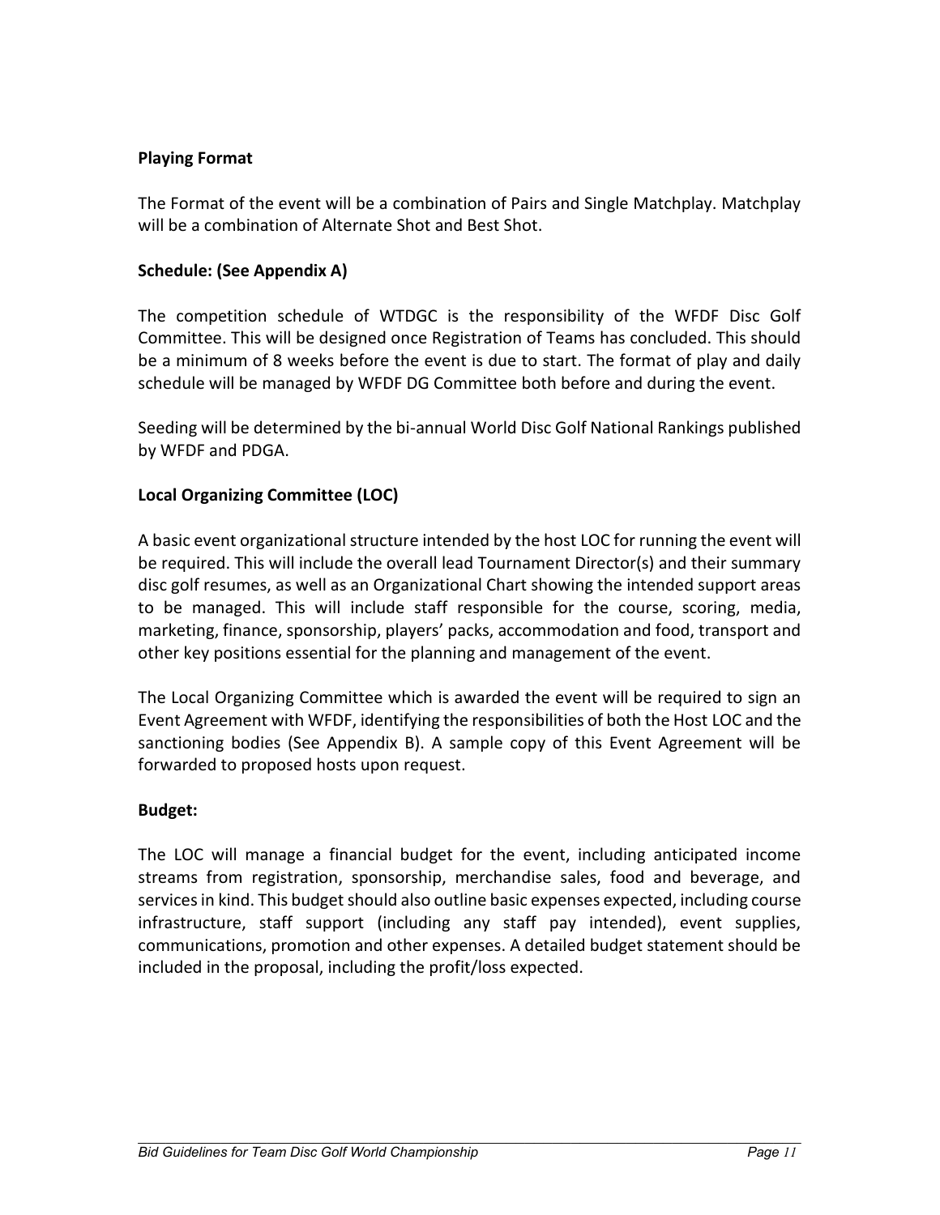**Playing Format**

The Format of the event will be a combination of Pairs and Single Matchplay. Matchplay will be a combination of Alternate Shot and Best Shot.

**Schedule: (See Appendix A)**

The competition schedule of WTDGC is the responsibility of the WFDF Disc Golf Committee. This will be designed once Registration of Teams has concluded. This should be a minimum of 8 weeks before the event is due to start. The format of play and daily schedule will be managed by WFDF DG Committee both before and during the event.

Seeding will be determined by the bi-annual World Disc Golf National Rankings published by WFDF and PDGA.

**Local Organizing Committee (LOC)**

A basic event organizational structure intended by the host LOC for running the event will be required. This will include the overall lead Tournament Director(s) and their summary disc golf resumes, as well as an Organizational Chart showing the intended support areas to be managed. This will include staff responsible for the course, scoring, media, marketing, finance, sponsorship, players' packs, accommodation and food, transport and other key positions essential for the planning and management of the event.

The Local Organizing Committee which is awarded the event will be required to sign an Event Agreement with WFDF, identifying the responsibilities of both the Host LOC and the sanctioning bodies (See Appendix B). A sample copy of this Event Agreement will be forwarded to proposed hosts upon request.

**Budget:**

The LOC will manage a financial budget for the event, including anticipated income streams from registration, sponsorship, merchandise sales, food and beverage, and services in kind. This budget should also outline basic expenses expected, including course infrastructure, staff support (including any staff pay intended), event supplies, communications, promotion and other expenses. A detailed budget statement should be included in the proposal, including the profit/loss expected.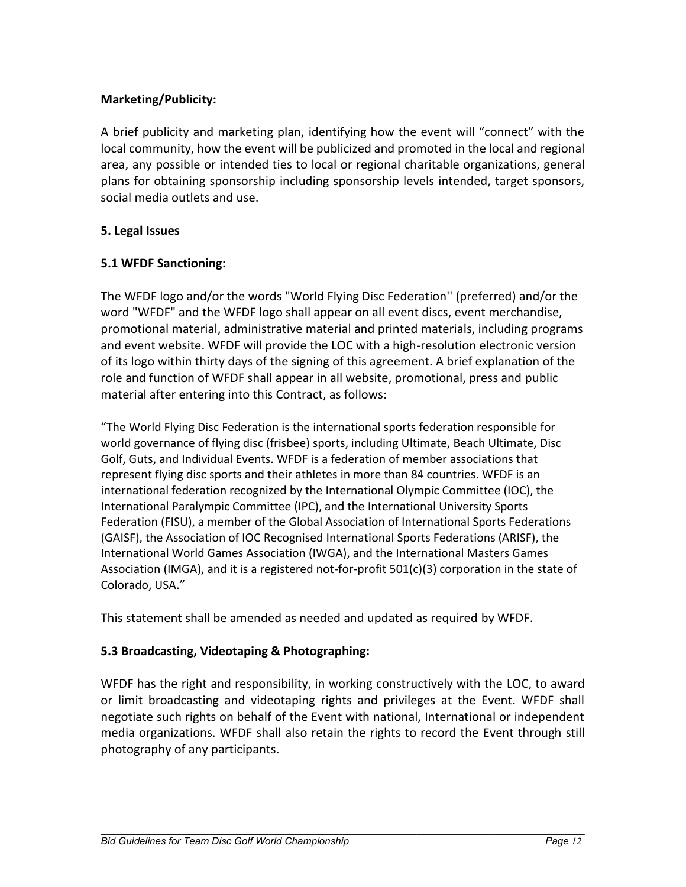**Marketing/Publicity:**

A brief publicity and marketing plan, identifying how the event will "connect" with the local community, how the event will be publicized and promoted in the local and regional area, any possible or intended ties to local or regional charitable organizations, general plans for obtaining sponsorship including sponsorship levels intended, target sponsors, social media outlets and use.

## 5. Legal Issues

### 5.1 WFDF Sanctioning:

The WFDF logo and/or the words "World Flying Disc Federation'' (preferred) and/or the word "WFDF" and the WFDF logo shall appear on all event discs, event merchandise, promotional material, administrative material and printed materials, including programs and event website. WFDF will provide the LOC with a high-resolution electronic version of its logo within thirty days of the signing of this agreement. A brief explanation of the role and function of WFDF shall appear in all website, promotional, press and public material after entering into this Contract, as follows:

"The World Flying Disc Federation is the international sports federation responsible for world governance of flying disc (frisbee) sports, including Ultimate, Beach Ultimate, Disc Golf, Guts, and Individual Events. WFDF is a federation of member associations that represent flying disc sports and their athletes in more than 84 countries. WFDF is an international federation recognized by the International Olympic Committee (IOC), the International Paralympic Committee (IPC), and the International University Sports Federation (FISU), a member of the Global Association of International Sports Federations (GAISF), the Association of IOC Recognised International Sports Federations (ARISF), the International World Games Association (IWGA), and the International Masters Games Association (IMGA), and it is a registered not-for-profit 501(c)(3) corporation in the state of Colorado, USA."

This statement shall be amended as needed and updated as required by WFDF.

### 5.3 Broadcasting, Videotaping & Photographing:

WFDF has the right and responsibility, in working constructively with the LOC, to award or limit broadcasting and videotaping rights and privileges at the Event. WFDF shall negotiate such rights on behalf of the Event with national, International or independent media organizations. WFDF shall also retain the rights to record the Event through still photography of any participants.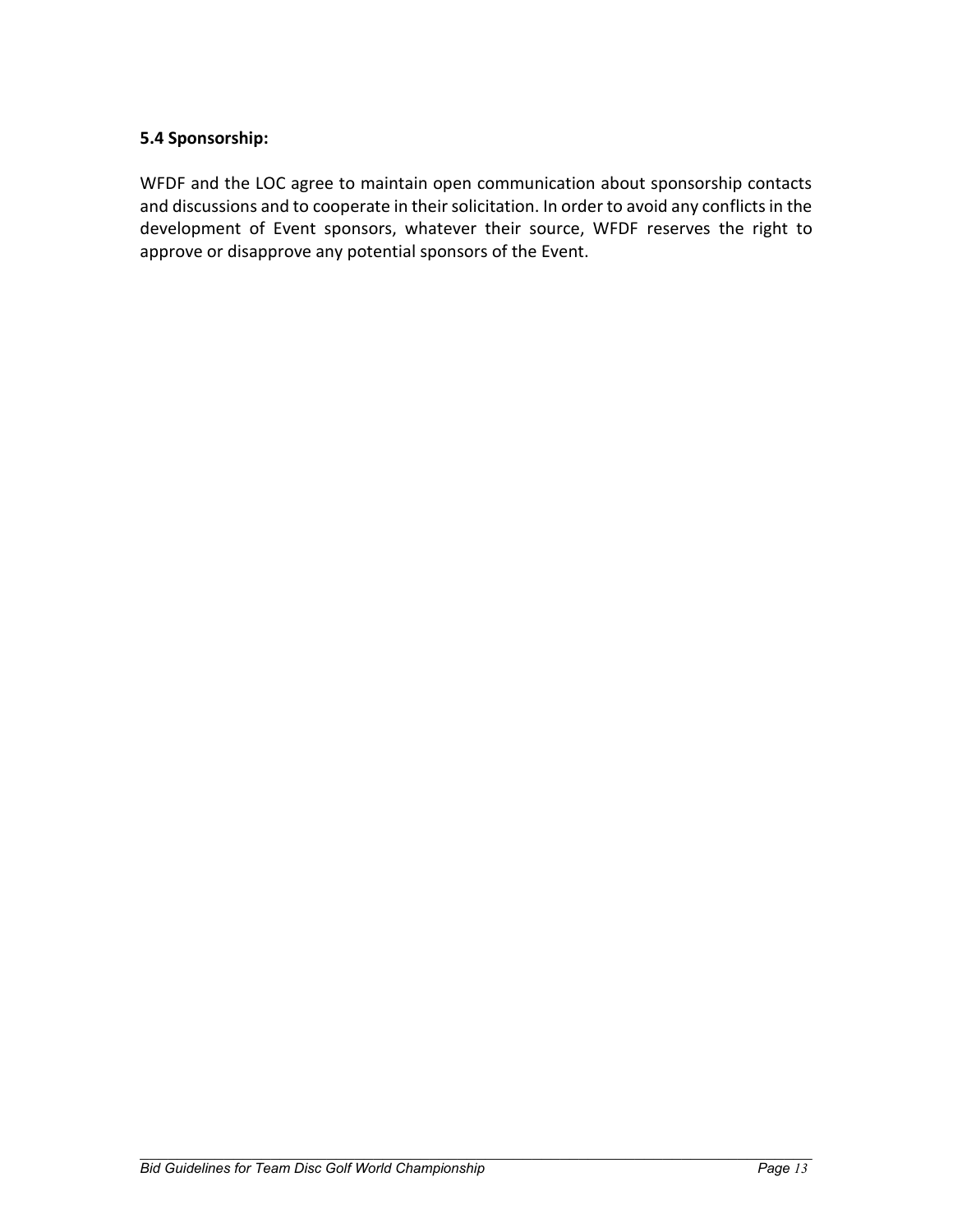### 5.4 Sponsorship:

WFDF and the LOC agree to maintain open communication about sponsorship contacts and discussions and to cooperate in their solicitation. In order to avoid any conflicts in the development of Event sponsors, whatever their source, WFDF reserves the right to approve or disapprove any potential sponsors of the Event.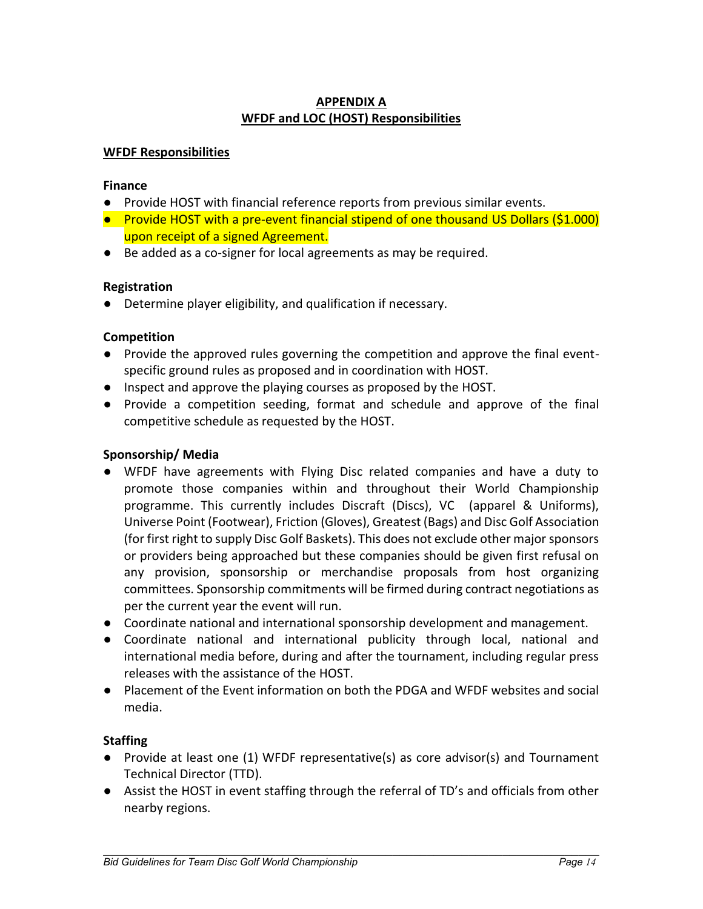**APPENDIX A**
**WFDF and LOC (HOST) Responsibilities**

## WFDF Responsibilities

### Finance

- Provide HOST with financial reference reports from previous similar events.
- Provide HOST with a pre-event financial stipend of one thousand US Dollars ($1.000) upon receipt of a signed Agreement.
- Be added as a co-signer for local agreements as may be required.

### Registration

- Determine player eligibility, and qualification if necessary.

### Competition

- Provide the approved rules governing the competition and approve the final event-specific ground rules as proposed and in coordination with HOST.
- Inspect and approve the playing courses as proposed by the HOST.
- Provide a competition seeding, format and schedule and approve of the final competitive schedule as requested by the HOST.

### Sponsorship/ Media

- WFDF have agreements with Flying Disc related companies and have a duty to promote those companies within and throughout their World Championship programme. This currently includes Discraft (Discs), VC (apparel & Uniforms), Universe Point (Footwear), Friction (Gloves), Greatest (Bags) and Disc Golf Association (for first right to supply Disc Golf Baskets). This does not exclude other major sponsors or providers being approached but these companies should be given first refusal on any provision, sponsorship or merchandise proposals from host organizing committees. Sponsorship commitments will be firmed during contract negotiations as per the current year the event will run.
- Coordinate national and international sponsorship development and management.
- Coordinate national and international publicity through local, national and international media before, during and after the tournament, including regular press releases with the assistance of the HOST.
- Placement of the Event information on both the PDGA and WFDF websites and social media.

### Staffing

- Provide at least one (1) WFDF representative(s) as core advisor(s) and Tournament Technical Director (TTD).
- Assist the HOST in event staffing through the referral of TD's and officials from other nearby regions.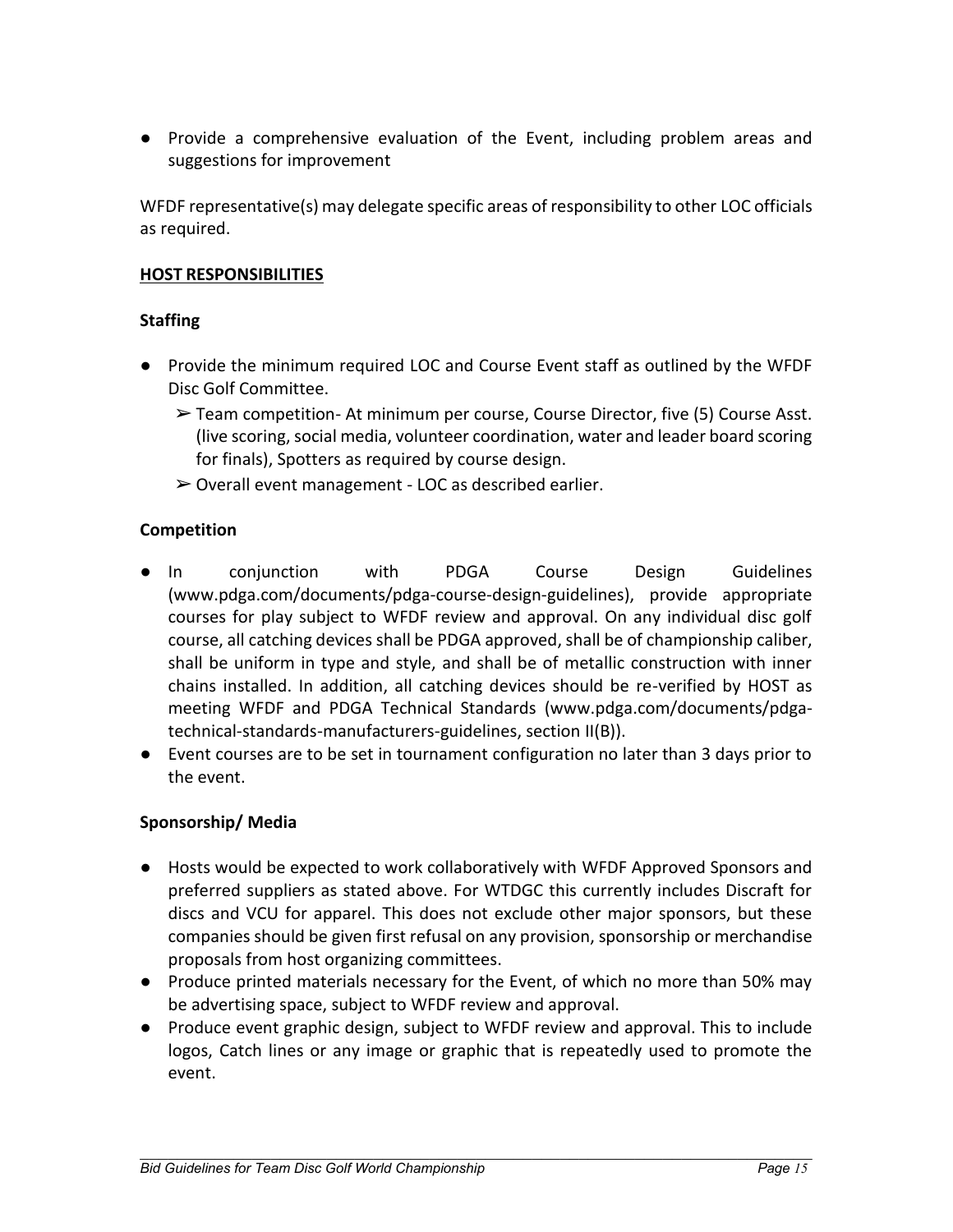- Provide a comprehensive evaluation of the Event, including problem areas and suggestions for improvement

WFDF representative(s) may delegate specific areas of responsibility to other LOC officials as required.

## HOST RESPONSIBILITIES

### Staffing

- Provide the minimum required LOC and Course Event staff as outlined by the WFDF Disc Golf Committee.
  - ➢ Team competition- At minimum per course, Course Director, five (5) Course Asst. (live scoring, social media, volunteer coordination, water and leader board scoring for finals), Spotters as required by course design.
  - ➢ Overall event management - LOC as described earlier.

### Competition

- In conjunction with PDGA Course Design Guidelines (www.pdga.com/documents/pdga-course-design-guidelines), provide appropriate courses for play subject to WFDF review and approval. On any individual disc golf course, all catching devices shall be PDGA approved, shall be of championship caliber, shall be uniform in type and style, and shall be of metallic construction with inner chains installed. In addition, all catching devices should be re-verified by HOST as meeting WFDF and PDGA Technical Standards (www.pdga.com/documents/pdga-technical-standards-manufacturers-guidelines, section II(B)).
- Event courses are to be set in tournament configuration no later than 3 days prior to the event.

### Sponsorship/ Media

- Hosts would be expected to work collaboratively with WFDF Approved Sponsors and preferred suppliers as stated above. For WTDGC this currently includes Discraft for discs and VCU for apparel. This does not exclude other major sponsors, but these companies should be given first refusal on any provision, sponsorship or merchandise proposals from host organizing committees.
- Produce printed materials necessary for the Event, of which no more than 50% may be advertising space, subject to WFDF review and approval.
- Produce event graphic design, subject to WFDF review and approval. This to include logos, Catch lines or any image or graphic that is repeatedly used to promote the event.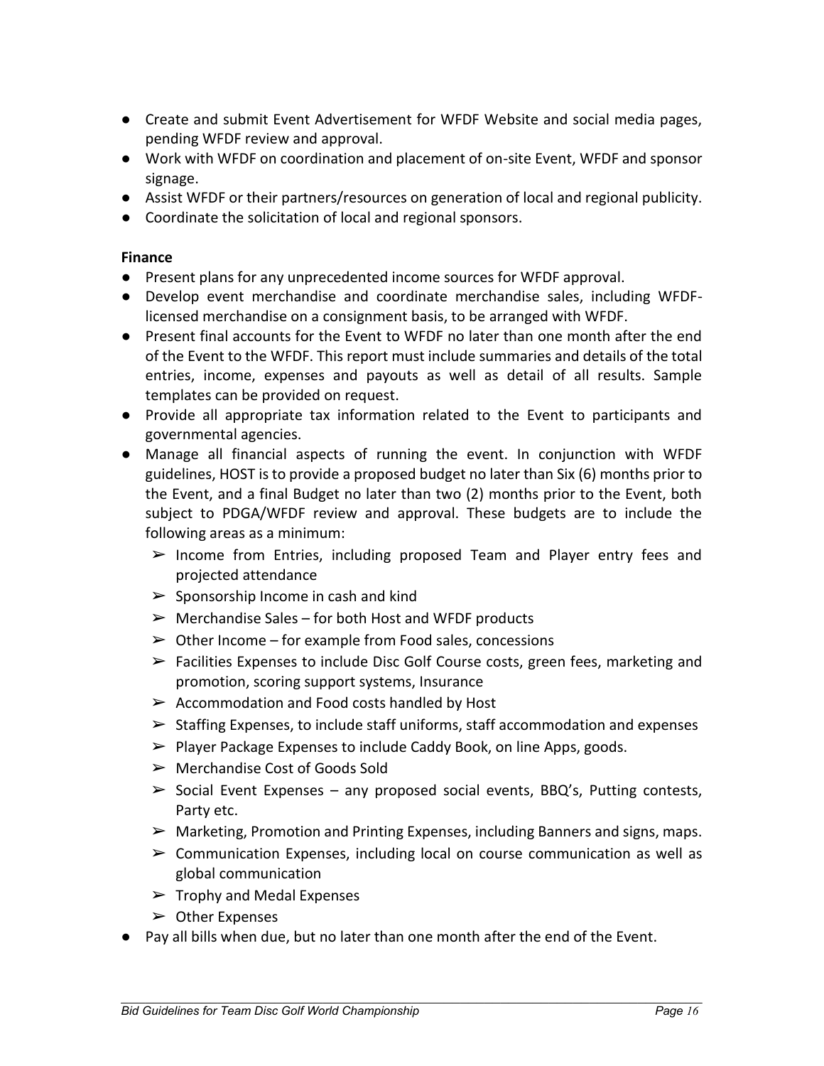- Create and submit Event Advertisement for WFDF Website and social media pages, pending WFDF review and approval.
- Work with WFDF on coordination and placement of on-site Event, WFDF and sponsor signage.
- Assist WFDF or their partners/resources on generation of local and regional publicity.
- Coordinate the solicitation of local and regional sponsors.

**Finance**

- Present plans for any unprecedented income sources for WFDF approval.
- Develop event merchandise and coordinate merchandise sales, including WFDF-licensed merchandise on a consignment basis, to be arranged with WFDF.
- Present final accounts for the Event to WFDF no later than one month after the end of the Event to the WFDF. This report must include summaries and details of the total entries, income, expenses and payouts as well as detail of all results. Sample templates can be provided on request.
- Provide all appropriate tax information related to the Event to participants and governmental agencies.
- Manage all financial aspects of running the event. In conjunction with WFDF guidelines, HOST is to provide a proposed budget no later than Six (6) months prior to the Event, and a final Budget no later than two (2) months prior to the Event, both subject to PDGA/WFDF review and approval. These budgets are to include the following areas as a minimum:
    - Income from Entries, including proposed Team and Player entry fees and projected attendance
    - Sponsorship Income in cash and kind
    - Merchandise Sales – for both Host and WFDF products
    - Other Income – for example from Food sales, concessions
    - Facilities Expenses to include Disc Golf Course costs, green fees, marketing and promotion, scoring support systems, Insurance
    - Accommodation and Food costs handled by Host
    - Staffing Expenses, to include staff uniforms, staff accommodation and expenses
    - Player Package Expenses to include Caddy Book, on line Apps, goods.
    - Merchandise Cost of Goods Sold
    - Social Event Expenses – any proposed social events, BBQ's, Putting contests, Party etc.
    - Marketing, Promotion and Printing Expenses, including Banners and signs, maps.
    - Communication Expenses, including local on course communication as well as global communication
    - Trophy and Medal Expenses
    - Other Expenses
- Pay all bills when due, but no later than one month after the end of the Event.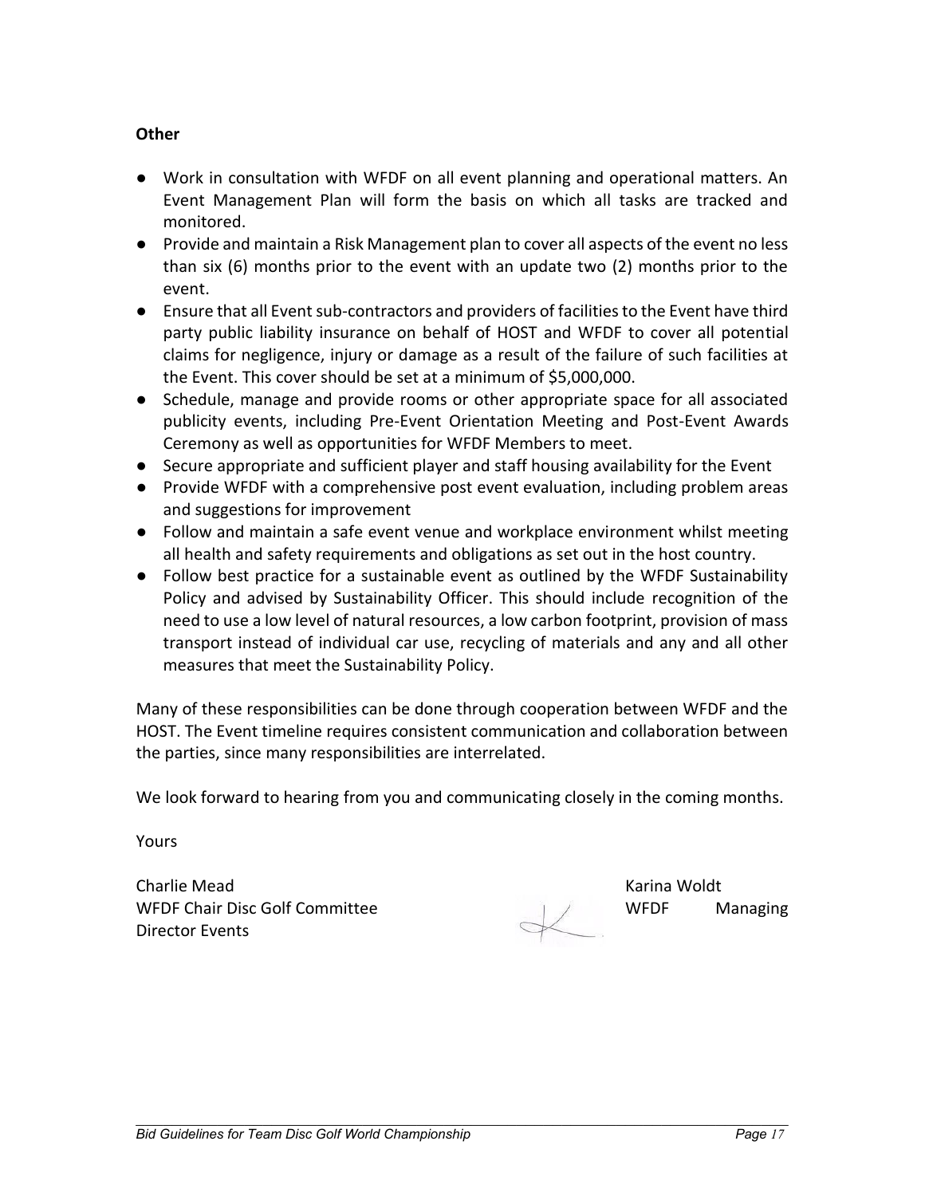**Other**

- Work in consultation with WFDF on all event planning and operational matters. An Event Management Plan will form the basis on which all tasks are tracked and monitored.
- Provide and maintain a Risk Management plan to cover all aspects of the event no less than six (6) months prior to the event with an update two (2) months prior to the event.
- Ensure that all Event sub-contractors and providers of facilities to the Event have third party public liability insurance on behalf of HOST and WFDF to cover all potential claims for negligence, injury or damage as a result of the failure of such facilities at the Event. This cover should be set at a minimum of $5,000,000.
- Schedule, manage and provide rooms or other appropriate space for all associated publicity events, including Pre-Event Orientation Meeting and Post-Event Awards Ceremony as well as opportunities for WFDF Members to meet.
- Secure appropriate and sufficient player and staff housing availability for the Event
- Provide WFDF with a comprehensive post event evaluation, including problem areas and suggestions for improvement
- Follow and maintain a safe event venue and workplace environment whilst meeting all health and safety requirements and obligations as set out in the host country.
- Follow best practice for a sustainable event as outlined by the WFDF Sustainability Policy and advised by Sustainability Officer. This should include recognition of the need to use a low level of natural resources, a low carbon footprint, provision of mass transport instead of individual car use, recycling of materials and any and all other measures that meet the Sustainability Policy.

Many of these responsibilities can be done through cooperation between WFDF and the HOST. The Event timeline requires consistent communication and collaboration between the parties, since many responsibilities are interrelated.

We look forward to hearing from you and communicating closely in the coming months.

Yours

Charlie Mead
WFDF Chair Disc Golf Committee

Karina Woldt
WFDF Managing Director Events